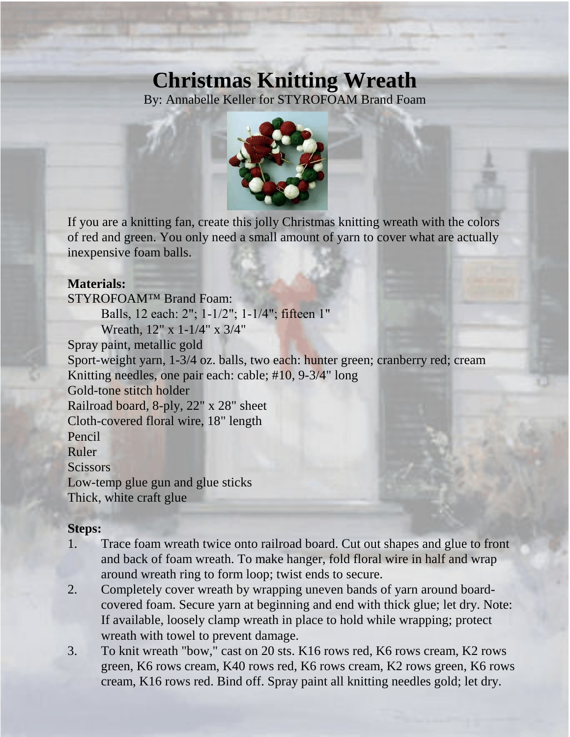# Christmas Knitting Wreath

By: Annabelle Keller for STYROFOAM Brand Foam

If you are a knitting fan, create this jolly Christmas knitting wreath with the colors of red and green. You only need a small amount of yarn to cover what are actually inexpensive foam balls.

**Materials:**

STYROFOAM™ Brand Foam:

- Balls, 12 each: 2"; 1-1/2"; 1-1/4"; fifteen 1"
- Wreath, 12" x 1-1/4" x 3/4"

Spray paint, metallic gold
Sport-weight yarn, 1-3/4 oz. balls, two each: hunter green; cranberry red; cream
Knitting needles, one pair each: cable; #10, 9-3/4" long
Gold-tone stitch holder
Railroad board, 8-ply, 22" x 28" sheet
Cloth-covered floral wire, 18" length
Pencil
Ruler
Scissors
Low-temp glue gun and glue sticks
Thick, white craft glue

**Steps:**

1. Trace foam wreath twice onto railroad board. Cut out shapes and glue to front and back of foam wreath. To make hanger, fold floral wire in half and wrap around wreath ring to form loop; twist ends to secure.
2. Completely cover wreath by wrapping uneven bands of yarn around board-covered foam. Secure yarn at beginning and end with thick glue; let dry. Note: If available, loosely clamp wreath in place to hold while wrapping; protect wreath with towel to prevent damage.
3. To knit wreath "bow," cast on 20 sts. K16 rows red, K6 rows cream, K2 rows green, K6 rows cream, K40 rows red, K6 rows cream, K2 rows green, K6 rows cream, K16 rows red. Bind off. Spray paint all knitting needles gold; let dry.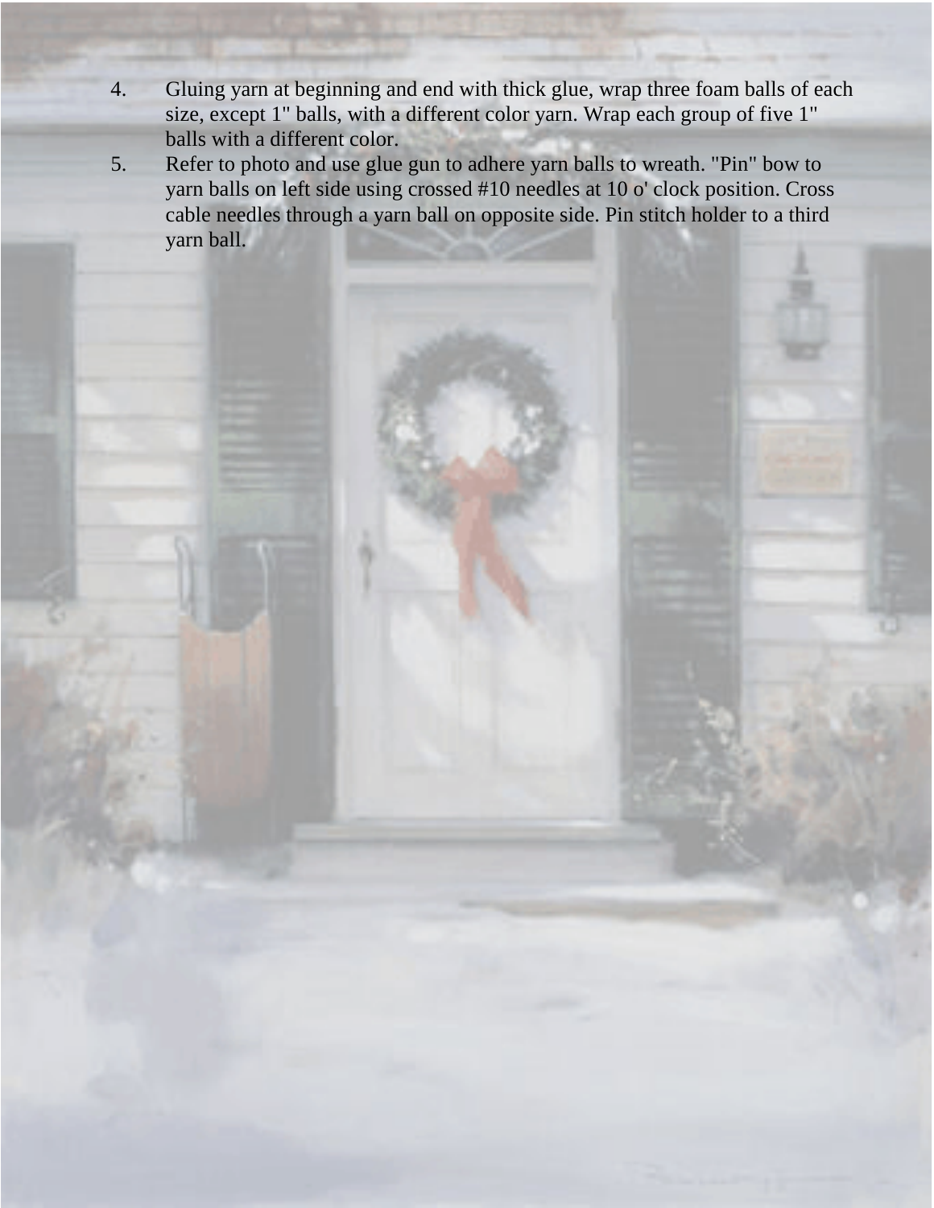4. Gluing yarn at beginning and end with thick glue, wrap three foam balls of each size, except 1" balls, with a different color yarn. Wrap each group of five 1" balls with a different color.
5. Refer to photo and use glue gun to adhere yarn balls to wreath. "Pin" bow to yarn balls on left side using crossed #10 needles at 10 o' clock position. Cross cable needles through a yarn ball on opposite side. Pin stitch holder to a third yarn ball.